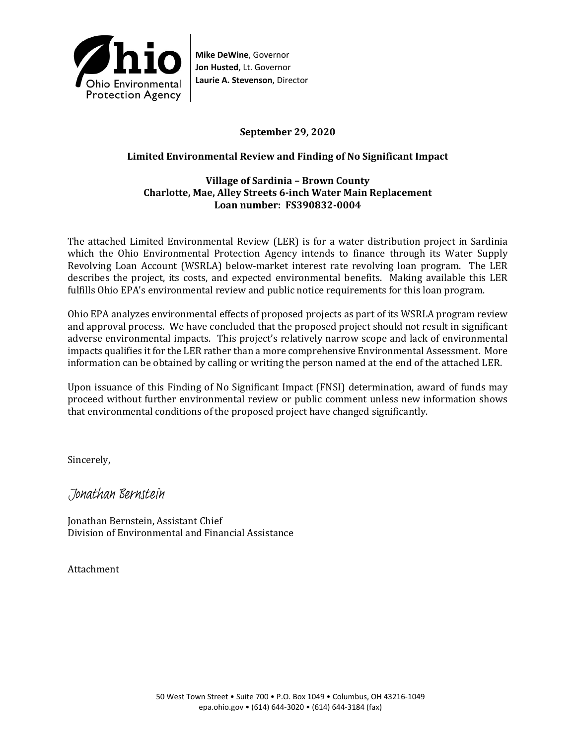**Mike DeWine**, Governor
**Jon Husted**, Lt. Governor
**Laurie A. Stevenson**, Director

**September 29, 2020**

**Limited Environmental Review and Finding of No Significant Impact**

**Village of Sardinia – Brown County**
**Charlotte, Mae, Alley Streets 6-inch Water Main Replacement**
**Loan number: FS390832-0004**

The attached Limited Environmental Review (LER) is for a water distribution project in Sardinia which the Ohio Environmental Protection Agency intends to finance through its Water Supply Revolving Loan Account (WSRLA) below-market interest rate revolving loan program. The LER describes the project, its costs, and expected environmental benefits. Making available this LER fulfills Ohio EPA's environmental review and public notice requirements for this loan program.

Ohio EPA analyzes environmental effects of proposed projects as part of its WSRLA program review and approval process. We have concluded that the proposed project should not result in significant adverse environmental impacts. This project's relatively narrow scope and lack of environmental impacts qualifies it for the LER rather than a more comprehensive Environmental Assessment. More information can be obtained by calling or writing the person named at the end of the attached LER.

Upon issuance of this Finding of No Significant Impact (FNSI) determination, award of funds may proceed without further environmental review or public comment unless new information shows that environmental conditions of the proposed project have changed significantly.

Sincerely,

*Jonathan Bernstein*

Jonathan Bernstein, Assistant Chief
Division of Environmental and Financial Assistance

Attachment

50 West Town Street • Suite 700 • P.O. Box 1049 • Columbus, OH 43216-1049
epa.ohio.gov • (614) 644-3020 • (614) 644-3184 (fax)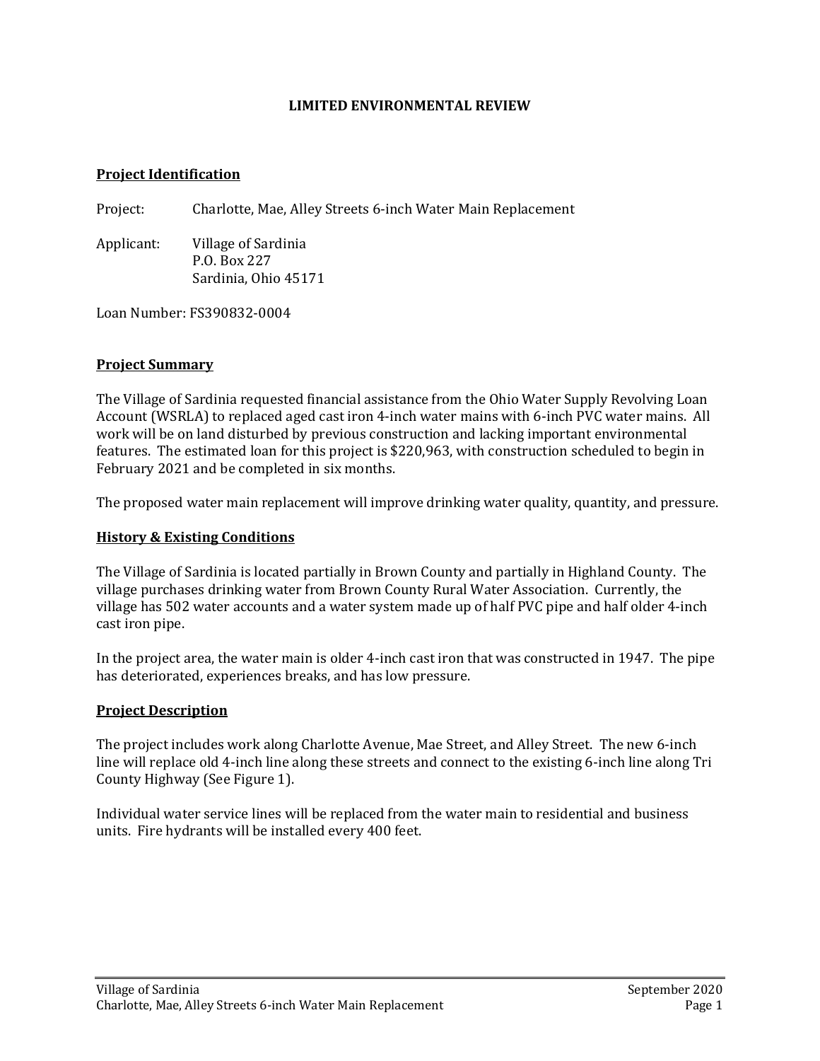# LIMITED ENVIRONMENTAL REVIEW

## Project Identification

Project: Charlotte, Mae, Alley Streets 6-inch Water Main Replacement

Applicant: Village of Sardinia
P.O. Box 227
Sardinia, Ohio 45171

Loan Number: FS390832-0004

## Project Summary

The Village of Sardinia requested financial assistance from the Ohio Water Supply Revolving Loan Account (WSRLA) to replaced aged cast iron 4-inch water mains with 6-inch PVC water mains. All work will be on land disturbed by previous construction and lacking important environmental features. The estimated loan for this project is $220,963, with construction scheduled to begin in February 2021 and be completed in six months.

The proposed water main replacement will improve drinking water quality, quantity, and pressure.

## History & Existing Conditions

The Village of Sardinia is located partially in Brown County and partially in Highland County. The village purchases drinking water from Brown County Rural Water Association. Currently, the village has 502 water accounts and a water system made up of half PVC pipe and half older 4-inch cast iron pipe.

In the project area, the water main is older 4-inch cast iron that was constructed in 1947. The pipe has deteriorated, experiences breaks, and has low pressure.

## Project Description

The project includes work along Charlotte Avenue, Mae Street, and Alley Street. The new 6-inch line will replace old 4-inch line along these streets and connect to the existing 6-inch line along Tri County Highway (See Figure 1).

Individual water service lines will be replaced from the water main to residential and business units. Fire hydrants will be installed every 400 feet.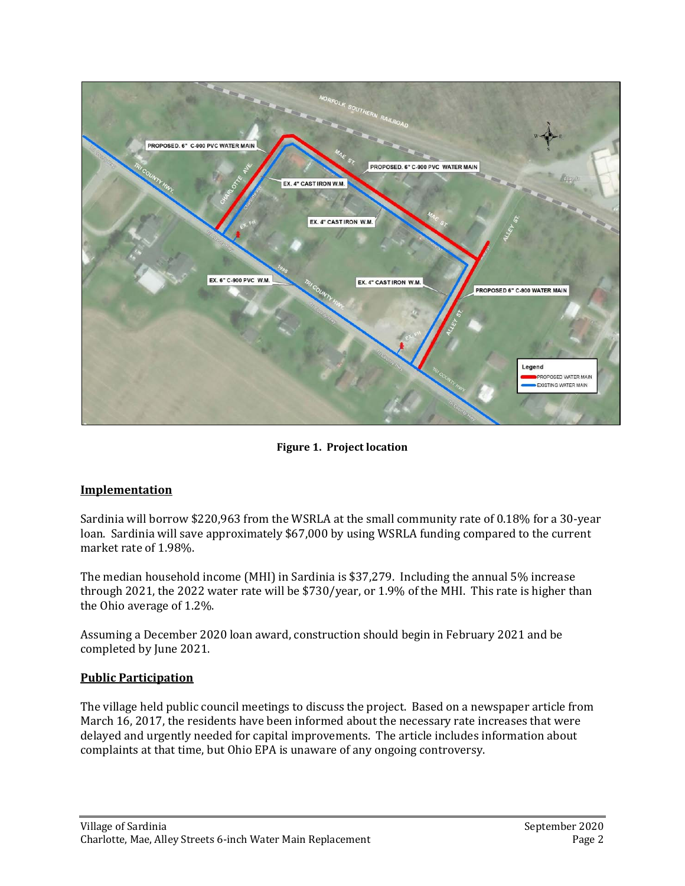Figure 1. Project location

## Implementation

Sardinia will borrow $220,963 from the WSRLA at the small community rate of 0.18% for a 30-year loan. Sardinia will save approximately $67,000 by using WSRLA funding compared to the current market rate of 1.98%.

The median household income (MHI) in Sardinia is $37,279. Including the annual 5% increase through 2021, the 2022 water rate will be $730/year, or 1.9% of the MHI. This rate is higher than the Ohio average of 1.2%.

Assuming a December 2020 loan award, construction should begin in February 2021 and be completed by June 2021.

## Public Participation

The village held public council meetings to discuss the project. Based on a newspaper article from March 16, 2017, the residents have been informed about the necessary rate increases that were delayed and urgently needed for capital improvements. The article includes information about complaints at that time, but Ohio EPA is unaware of any ongoing controversy.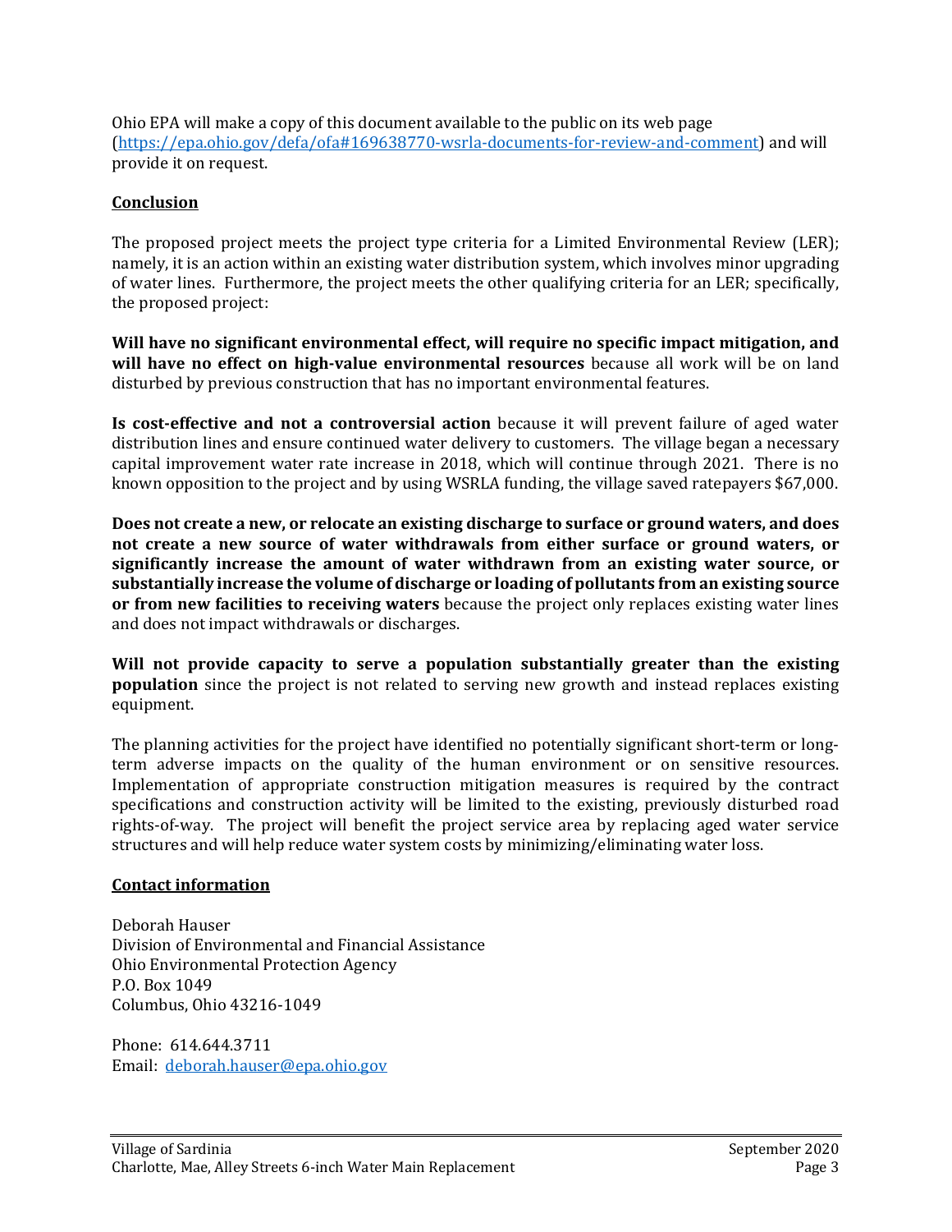Ohio EPA will make a copy of this document available to the public on its web page (https://epa.ohio.gov/defa/ofa#169638770-wsrla-documents-for-review-and-comment) and will provide it on request.

## Conclusion

The proposed project meets the project type criteria for a Limited Environmental Review (LER); namely, it is an action within an existing water distribution system, which involves minor upgrading of water lines. Furthermore, the project meets the other qualifying criteria for an LER; specifically, the proposed project:

**Will have no significant environmental effect, will require no specific impact mitigation, and will have no effect on high-value environmental resources** because all work will be on land disturbed by previous construction that has no important environmental features.

**Is cost-effective and not a controversial action** because it will prevent failure of aged water distribution lines and ensure continued water delivery to customers. The village began a necessary capital improvement water rate increase in 2018, which will continue through 2021. There is no known opposition to the project and by using WSRLA funding, the village saved ratepayers $67,000.

**Does not create a new, or relocate an existing discharge to surface or ground waters, and does not create a new source of water withdrawals from either surface or ground waters, or significantly increase the amount of water withdrawn from an existing water source, or substantially increase the volume of discharge or loading of pollutants from an existing source or from new facilities to receiving waters** because the project only replaces existing water lines and does not impact withdrawals or discharges.

**Will not provide capacity to serve a population substantially greater than the existing population** since the project is not related to serving new growth and instead replaces existing equipment.

The planning activities for the project have identified no potentially significant short-term or long-term adverse impacts on the quality of the human environment or on sensitive resources. Implementation of appropriate construction mitigation measures is required by the contract specifications and construction activity will be limited to the existing, previously disturbed road rights-of-way. The project will benefit the project service area by replacing aged water service structures and will help reduce water system costs by minimizing/eliminating water loss.

## Contact information

Deborah Hauser
Division of Environmental and Financial Assistance
Ohio Environmental Protection Agency
P.O. Box 1049
Columbus, Ohio 43216-1049

Phone: 614.644.3711
Email: deborah.hauser@epa.ohio.gov